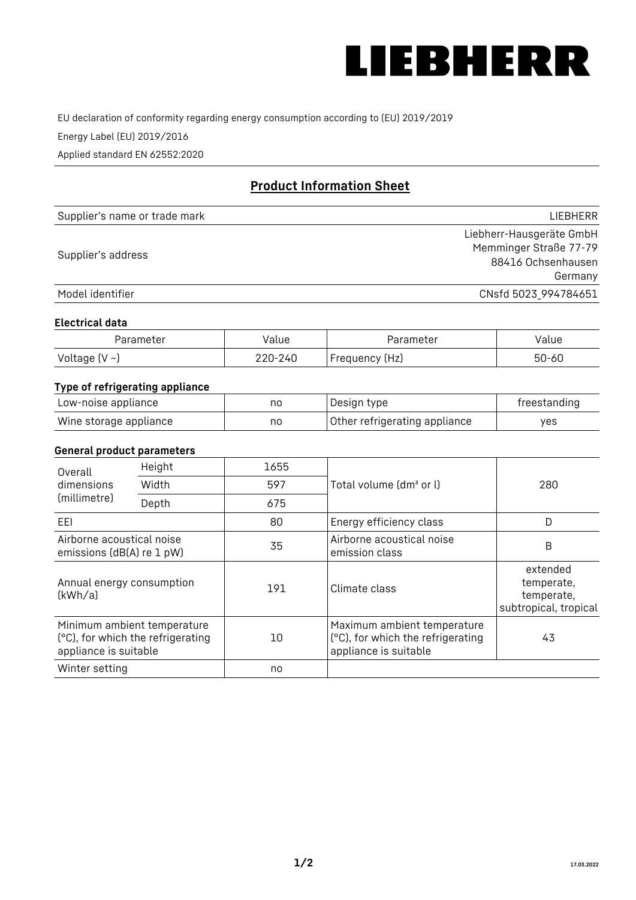LIEBHERR

EU declaration of conformity regarding energy consumption according to (EU) 2019/2019

Energy Label (EU) 2019/2016

Applied standard EN 62552:2020

## Product Information Sheet

| | |
|---|---|
| Supplier's name or trade mark | LIEBHERR |
| Supplier's address | Liebherr-Hausgeräte GmbH<br>Memminger Straße 77-79<br>88416 Ochsenhausen<br>Germany |
| Model identifier | CNsfd 5023_994784651 |

### Electrical data

| Parameter | Value | Parameter | Value |
|---|---|---|---|
| Voltage (V ~) | 220-240 | Frequency (Hz) | 50-60 |

### Type of refrigerating appliance

| | | | |
|---|---|---|---|
| Low-noise appliance | no | Design type | freestanding |
| Wine storage appliance | no | Other refrigerating appliance | yes |

### General product parameters

| | | | | |
|---|---|---|---|---|
| Overall dimensions (millimetre) | Height | 1655 | Total volume (dm³ or l) | 280 |
| | Width | 597 | | |
| | Depth | 675 | | |
| EEI | | 80 | Energy efficiency class | D |
| Airborne acoustical noise emissions (dB(A) re 1 pW) | | 35 | Airborne acoustical noise emission class | B |
| Annual energy consumption (kWh/a) | | 191 | Climate class | extended temperate, temperate, subtropical, tropical |
| Minimum ambient temperature (°C), for which the refrigerating appliance is suitable | | 10 | Maximum ambient temperature (°C), for which the refrigerating appliance is suitable | 43 |
| Winter setting | | no | | |

17.03.2022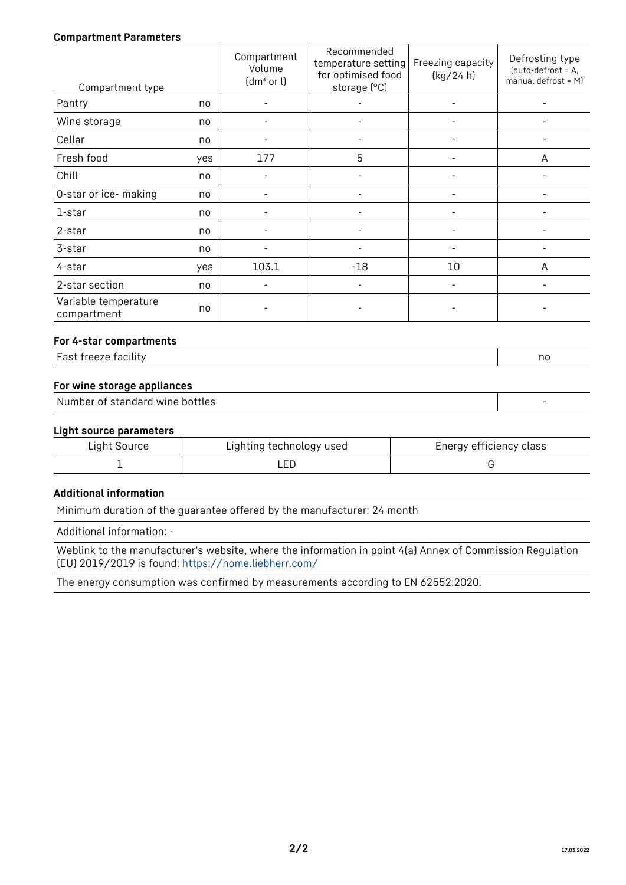**Compartment Parameters**

| Compartment type | | Compartment Volume (dm³ or l) | Recommended temperature setting for optimised food storage (°C) | Freezing capacity (kg/24 h) | Defrosting type (auto-defrost = A, manual defrost = M) |
|---|---|---|---|---|---|
| Pantry | no | - | - | - | - |
| Wine storage | no | - | - | - | - |
| Cellar | no | - | - | - | - |
| Fresh food | yes | 177 | 5 | - | A |
| Chill | no | - | - | - | - |
| 0-star or ice- making | no | - | - | - | - |
| 1-star | no | - | - | - | - |
| 2-star | no | - | - | - | - |
| 3-star | no | - | - | - | - |
| 4-star | yes | 103.1 | -18 | 10 | A |
| 2-star section | no | - | - | - | - |
| Variable temperature compartment | no | - | - | - | - |

**For 4-star compartments**

| | |
|---|---|
| Fast freeze facility | no |

**For wine storage appliances**

| | |
|---|---|
| Number of standard wine bottles | - |

**Light source parameters**

| Light Source | Lighting technology used | Energy efficiency class |
|---|---|---|
| 1 | LED | G |

**Additional information**

Minimum duration of the guarantee offered by the manufacturer: 24 month

Additional information: -

Weblink to the manufacturer's website, where the information in point 4(a) Annex of Commission Regulation (EU) 2019/2019 is found: https://home.liebherr.com/

The energy consumption was confirmed by measurements according to EN 62552:2020.

17.03.2022